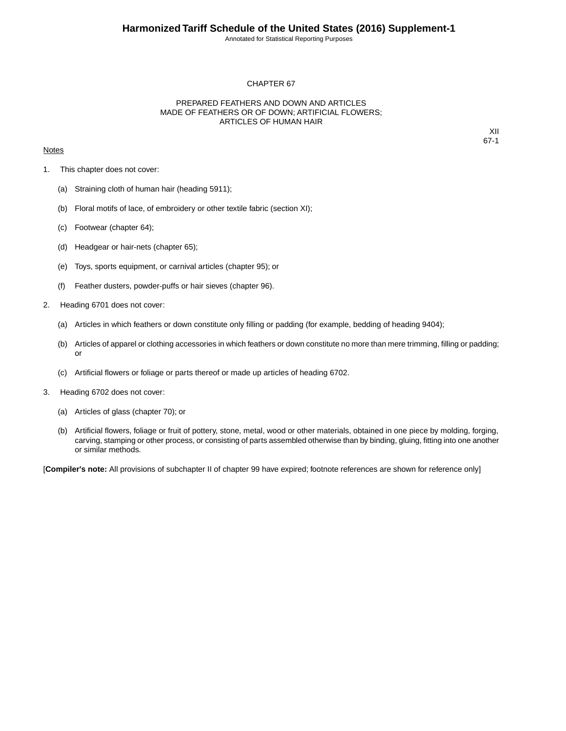# CHAPTER 67

## PREPARED FEATHERS AND DOWN AND ARTICLES MADE OF FEATHERS OR OF DOWN; ARTIFICIAL FLOWERS; ARTICLES OF HUMAN HAIR

XII
67-1

Notes

1. This chapter does not cover:

   (a) Straining cloth of human hair (heading 5911);

   (b) Floral motifs of lace, of embroidery or other textile fabric (section XI);

   (c) Footwear (chapter 64);

   (d) Headgear or hair-nets (chapter 65);

   (e) Toys, sports equipment, or carnival articles (chapter 95); or

   (f) Feather dusters, powder-puffs or hair sieves (chapter 96).

2. Heading 6701 does not cover:

   (a) Articles in which feathers or down constitute only filling or padding (for example, bedding of heading 9404);

   (b) Articles of apparel or clothing accessories in which feathers or down constitute no more than mere trimming, filling or padding; or

   (c) Artificial flowers or foliage or parts thereof or made up articles of heading 6702.

3. Heading 6702 does not cover:

   (a) Articles of glass (chapter 70); or

   (b) Artificial flowers, foliage or fruit of pottery, stone, metal, wood or other materials, obtained in one piece by molding, forging, carving, stamping or other process, or consisting of parts assembled otherwise than by binding, gluing, fitting into one another or similar methods.

[**Compiler's note:** All provisions of subchapter II of chapter 99 have expired; footnote references are shown for reference only]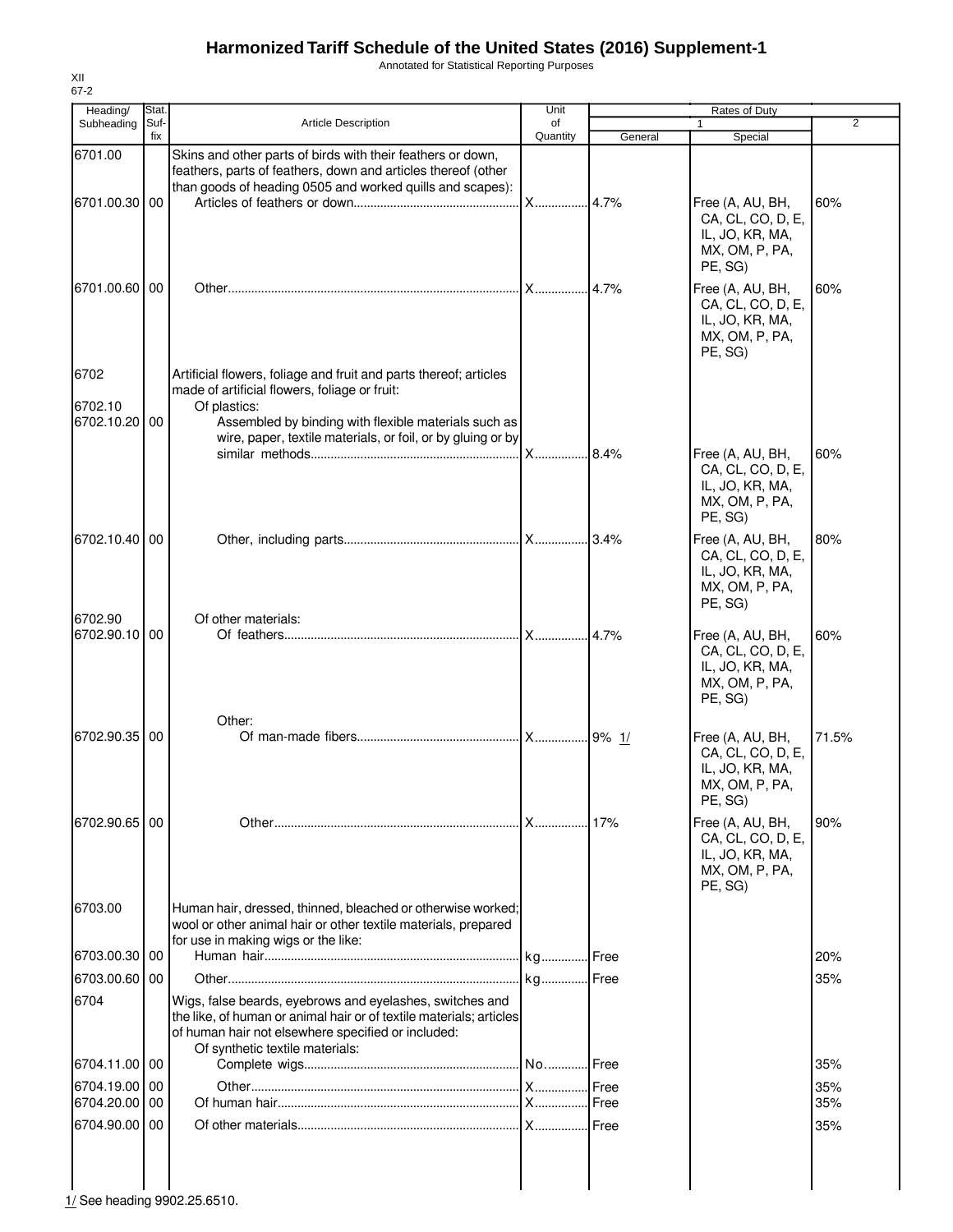# Harmonized Tariff Schedule of the United States (2016) Supplement-1

Annotated for Statistical Reporting Purposes

XII
67-2

| Heading/ Subheading | Stat. Suf- fix | Article Description | Unit of Quantity | Rates of Duty 1 General | Special | 2 |
|---|---|---|---|---|---|---|
| 6701.00 | | Skins and other parts of birds with their feathers or down, feathers, parts of feathers, down and articles thereof (other than goods of heading 0505 and worked quills and scapes): | | | | |
| 6701.00.30 | 00 | Articles of feathers or down | X | 4.7% | Free (A, AU, BH, CA, CL, CO, D, E, IL, JO, KR, MA, MX, OM, P, PA, PE, SG) | 60% |
| 6701.00.60 | 00 | Other | X | 4.7% | Free (A, AU, BH, CA, CL, CO, D, E, IL, JO, KR, MA, MX, OM, P, PA, PE, SG) | 60% |
| 6702 | | Artificial flowers, foliage and fruit and parts thereof; articles made of artificial flowers, foliage or fruit: | | | | |
| 6702.10 | | Of plastics: | | | | |
| 6702.10.20 | 00 | Assembled by binding with flexible materials such as wire, paper, textile materials, or foil, or by gluing or by similar methods | X | 8.4% | Free (A, AU, BH, CA, CL, CO, D, E, IL, JO, KR, MA, MX, OM, P, PA, PE, SG) | 60% |
| 6702.10.40 | 00 | Other, including parts | X | 3.4% | Free (A, AU, BH, CA, CL, CO, D, E, IL, JO, KR, MA, MX, OM, P, PA, PE, SG) | 80% |
| 6702.90 | | Of other materials: | | | | |
| 6702.90.10 | 00 | Of feathers | X | 4.7% | Free (A, AU, BH, CA, CL, CO, D, E, IL, JO, KR, MA, MX, OM, P, PA, PE, SG) | 60% |
| | | Other: | | | | |
| 6702.90.35 | 00 | Of man-made fibers | X | 9% 1/ | Free (A, AU, BH, CA, CL, CO, D, E, IL, JO, KR, MA, MX, OM, P, PA, PE, SG) | 71.5% |
| 6702.90.65 | 00 | Other | X | 17% | Free (A, AU, BH, CA, CL, CO, D, E, IL, JO, KR, MA, MX, OM, P, PA, PE, SG) | 90% |
| 6703.00 | | Human hair, dressed, thinned, bleached or otherwise worked; wool or other animal hair or other textile materials, prepared for use in making wigs or the like: | | | | |
| 6703.00.30 | 00 | Human hair | kg | Free | | 20% |
| 6703.00.60 | 00 | Other | kg | Free | | 35% |
| 6704 | | Wigs, false beards, eyebrows and eyelashes, switches and the like, of human or animal hair or of textile materials; articles of human hair not elsewhere specified or included: | | | | |
| | | Of synthetic textile materials: | | | | |
| 6704.11.00 | 00 | Complete wigs | No. | Free | | 35% |
| 6704.19.00 | 00 | Other | X | Free | | 35% |
| 6704.20.00 | 00 | Of human hair | X | Free | | 35% |
| 6704.90.00 | 00 | Of other materials | X | Free | | 35% |

1/ See heading 9902.25.6510.